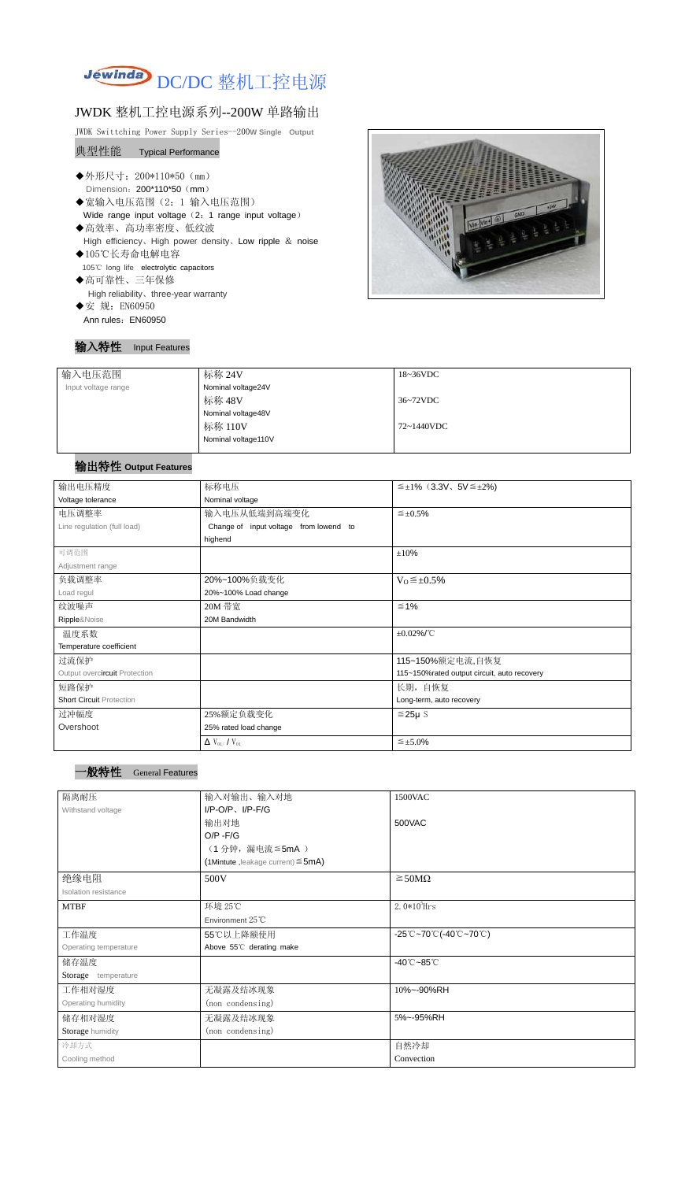# DC/DC 整机工控电源

## JWDK 整机工控电源系列--200W 单路输出

JWDK Swittching Power Supply Series--200W Single Output

### 典型性能 Typical Performance

- ◆外形尺寸：200*110*50（mm）
  Dimension：200*110*50（mm）
- ◆宽输入电压范围（2：1 输入电压范围）
  Wide range input voltage（2：1 range input voltage）
- ◆高效率、高功率密度、低纹波
  High efficiency、High power density、Low ripple & noise
- ◆105℃长寿命电解电容
  105℃ long life electrolytic capacitors
- ◆高可靠性、三年保修
  High reliability、three-year warranty
- ◆安 规：EN60950
  Ann rules：EN60950

### 输入特性 Input Features

| 输入电压范围<br>Input voltage range | 标称 24V<br>Nominal voltage24V | 18~36VDC |
|---|---|---|
| | 标称 48V<br>Nominal voltage48V | 36~72VDC |
| | 标称 110V<br>Nominal voltage110V | 72~1440VDC |

### 输出特性 Output Features

| 输出电压精度<br>Voltage tolerance | 标称电压<br>Nominal voltage | ≦±1%（3.3V、5V≦±2%) |
|---|---|---|
| 电压调整率<br>Line regulation (full load) | 输入电压从低端到高端变化<br>Change of input voltage from lowend to highend | ≦±0.5% |
| 可调范围<br>Adjustment range | | ±10% |
| 负载调整率<br>Load regul | 20%~100%负载变化<br>20%~100% Load change | $V_O$≦±0.5% |
| 纹波噪声<br>Ripple&Noise | 20M 带宽<br>20M Bandwidth | ≦1% |
| 温度系数<br>Temperature coefficient | | ±0.02%/℃ |
| 过流保护<br>Output overcircuit Protection | | 115~150%额定电流,自恢复<br>115~150%rated output circuit, auto recovery |
| 短路保护<br>Short Circuit Protection | | 长期，自恢复<br>Long-term, auto recovery |
| 过冲幅度<br>Overshoot | 25%额定负载变化<br>25% rated load change | ≦25μ S |
| | $\Delta V_{01}/V_{01}$ | ≦±5.0% |

### 一般特性 General Features

| 隔离耐压<br>Withstand voltage | 输入对输出、输入对地<br>I/P-O/P、I/P-F/G | 1500VAC |
|---|---|---|
| | 输出对地<br>O/P -F/G | 500VAC |
| | （1 分钟，漏电流≦5mA ）<br>(1Mintute ,leakage current)≦5mA) | |
| 绝缘电阻<br>Isolation resistance | 500V | ≧50MΩ |
| MTBF | 环境 25℃<br>Environment 25℃ | $2.0*10^5$Hrs |
| 工作温度<br>Operating temperature | 55℃以上降额使用<br>Above 55℃ derating make | -25℃~70℃(-40℃~70℃) |
| 储存温度<br>Storage temperature | | -40℃~85℃ |
| 工作相对湿度<br>Operating humidity | 无凝露及结冰现象<br>(non condensing) | 10%~-90%RH |
| 储存相对湿度<br>Storage humidity | 无凝露及结冰现象<br>(non condensing) | 5%~-95%RH |
| 冷却方式<br>Cooling method | | 自然冷却<br>Convection |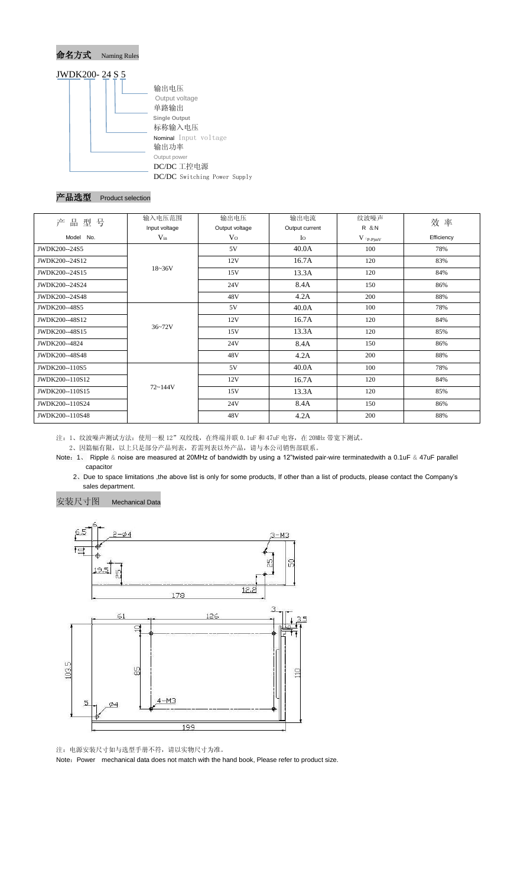## 命名方式 Naming Rules

JWDK200- 24 S 5

- 输出电压 Output voltage
- 单路输出 Single Output
- 标称输入电压 Nominal Input voltage
- 输出功率 Output power
- DC/DC 工控电源 DC/DC Switching Power Supply

## 产品选型 Product selection

| 产 品 型 号 Model No. | 输入电压范围 Input voltage $V_{in}$ | 输出电压 Output voltage $V_O$ | 输出电流 Output current $I_O$ | 纹波噪声 R &N $V_{(P-P)mV}$ | 效 率 Efficiency |
|---|---|---|---|---|---|
| JWDK200--24S5 | 18~36V | 5V | 40.0A | 100 | 78% |
| JWDK200--24S12 | | 12V | 16.7A | 120 | 83% |
| JWDK200--24S15 | | 15V | 13.3A | 120 | 84% |
| JWDK200--24S24 | | 24V | 8.4A | 150 | 86% |
| JWDK200--24S48 | | 48V | 4.2A | 200 | 88% |
| JWDK200--48S5 | 36~72V | 5V | 40.0A | 100 | 78% |
| JWDK200--48S12 | | 12V | 16.7A | 120 | 84% |
| JWDK200--48S15 | | 15V | 13.3A | 120 | 85% |
| JWDK200--4824 | | 24V | 8.4A | 150 | 86% |
| JWDK200--48S48 | | 48V | 4.2A | 200 | 88% |
| JWDK200--110S5 | 72~144V | 5V | 40.0A | 100 | 78% |
| JWDK200--110S12 | | 12V | 16.7A | 120 | 84% |
| JWDK200--110S15 | | 15V | 13.3A | 120 | 85% |
| JWDK200--110S24 | | 24V | 8.4A | 150 | 86% |
| JWDK200--110S48 | | 48V | 4.2A | 200 | 88% |

注：1、纹波噪声测试方法：使用一根 12" 双绞线，在终端并联 0.1uF 和 47uF 电容，在 20MHz 带宽下测试。
2、因篇幅有限，以上只是部分产品列表，若需列表以外产品，请与本公司销售部联系。

Note：1、 Ripple & noise are measured at 20MHz of bandwidth by using a 12"twisted pair-wire terminatedwith a 0.1uF & 47uF parallel capacitor

2、Due to space limitations ,the above list is only for some products, If other than a list of products, please contact the Company's sales department.

## 安装尺寸图 Mechanical Data

6.5 6 2-Ø4 3-M3 10 19.5 25 25 50 12.8 179

61 126 3 3.5 10 103.5 85 110 5 Ø4 4-M3 199

注：电源安装尺寸如与选型手册不符，请以实物尺寸为准。

Note：Power mechanical data does not match with the hand book, Please refer to product size.